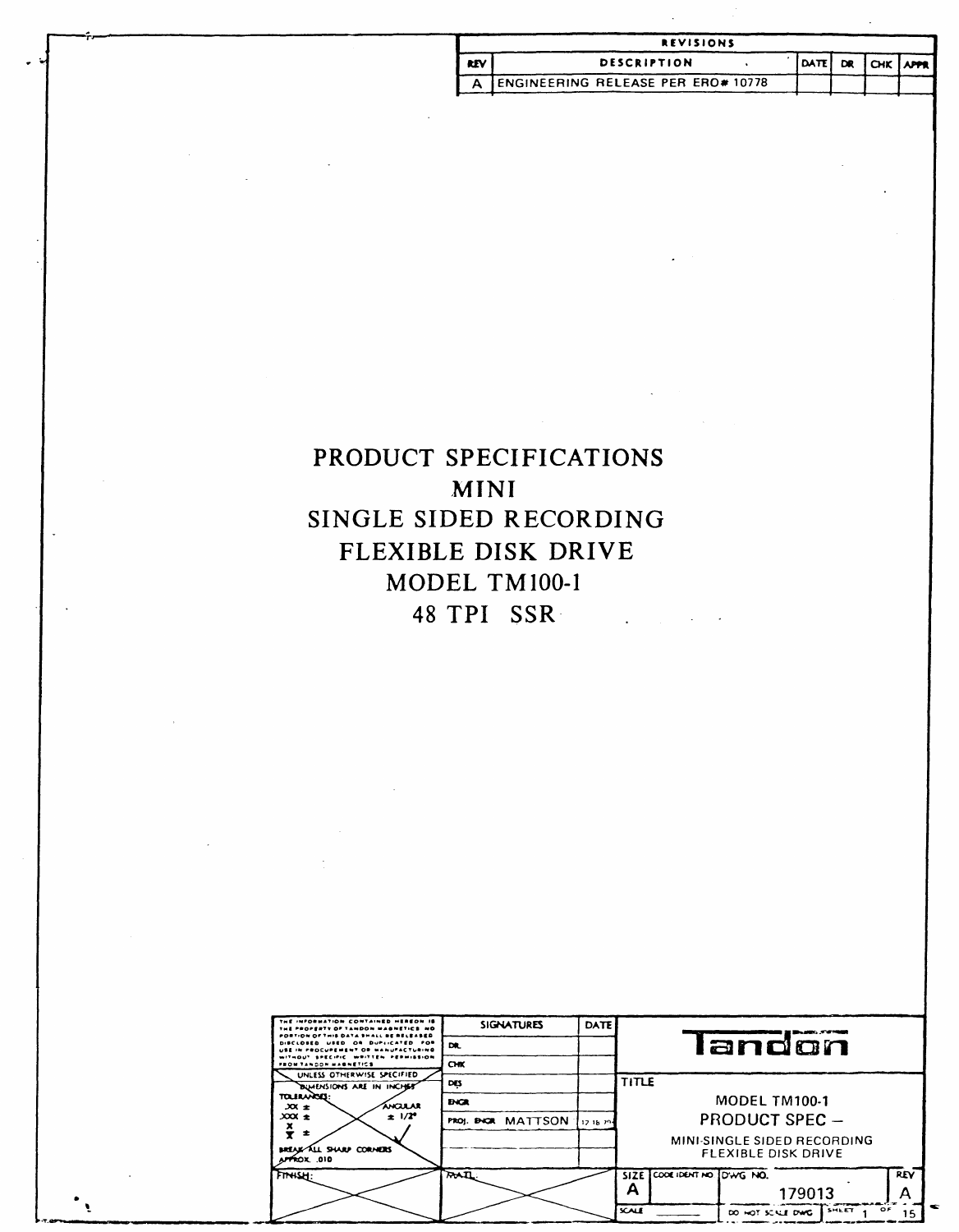| REVISIONS | | | | | |
|---|---|---|---|---|---|
| REV | DESCRIPTION | DATE | DR | CHK | APPR |
| A | ENGINEERING RELEASE PER ERO# 10778 | | | | |

# PRODUCT SPECIFICATIONS
# MINI
# SINGLE SIDED RECORDING
# FLEXIBLE DISK DRIVE
# MODEL TM100-1
# 48 TPI SSR

THE INFORMATION CONTAINED HEREON IS THE PROPERTY OF TANDON MAGNETICS. NO PORTION OF THIS DATA SHALL BE RELEASED, DISCLOSED, USED, OR DUPLICATED FOR USE IN PROCUREMENT OR MANUFACTURING WITHOUT SPECIFIC WRITTEN PERMISSION FROM TANDON MAGNETICS.

UNLESS OTHERWISE SPECIFIED DIMENSIONS ARE IN INCHES
TOLERANCES:
.XX ±
.XXX ±
X/X ±
ANGULAR ± 1/2°
BREAK ALL SHARP CORNERS APPROX. .010
FINISH:

| SIGNATURES | | DATE |
|---|---|---|
| DR. | | |
| CHK | | |
| DES | | |
| ENGR | | |
| PROJ. ENGR | MATTSON | 12 16 ?? |
| MATL. | | |

Tandon

TITLE
MODEL TM100-1
PRODUCT SPEC –
MINI-SINGLE SIDED RECORDING FLEXIBLE DISK DRIVE

| SIZE | CODE IDENT NO | DWG NO. | REV |
|---|---|---|---|
| A | | 179013 | A |

SCALE ——— DO NOT SCALE DWG SHEET 1 OF 15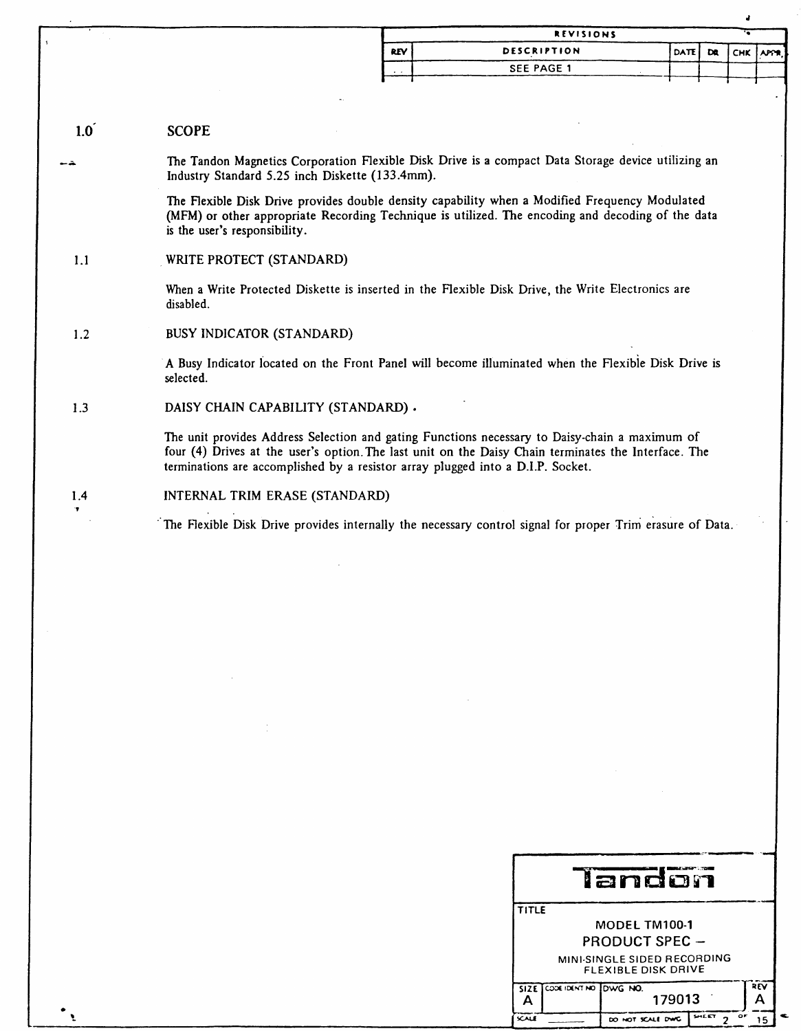| REVISIONS | | | | | |
|---|---|---|---|---|---|
| REV | DESCRIPTION | DATE | DR | CHK | APPR. |
| | SEE PAGE 1 | | | | |

## 1.0 SCOPE

The Tandon Magnetics Corporation Flexible Disk Drive is a compact Data Storage device utilizing an Industry Standard 5.25 inch Diskette (133.4mm).

The Flexible Disk Drive provides double density capability when a Modified Frequency Modulated (MFM) or other appropriate Recording Technique is utilized. The encoding and decoding of the data is the user's responsibility.

### 1.1 WRITE PROTECT (STANDARD)

When a Write Protected Diskette is inserted in the Flexible Disk Drive, the Write Electronics are disabled.

### 1.2 BUSY INDICATOR (STANDARD)

A Busy Indicator located on the Front Panel will become illuminated when the Flexible Disk Drive is selected.

### 1.3 DAISY CHAIN CAPABILITY (STANDARD)

The unit provides Address Selection and gating Functions necessary to Daisy-chain a maximum of four (4) Drives at the user's option. The last unit on the Daisy Chain terminates the Interface. The terminations are accomplished by a resistor array plugged into a D.I.P. Socket.

### 1.4 INTERNAL TRIM ERASE (STANDARD)

The Flexible Disk Drive provides internally the necessary control signal for proper Trim erasure of Data.

Tandon

TITLE: MODEL TM100-1 PRODUCT SPEC – MINI-SINGLE SIDED RECORDING FLEXIBLE DISK DRIVE

| SIZE | CODE IDENT NO | DWG NO. | REV |
|---|---|---|---|
| A | | 179013 | A |

SCALE ______ DO NOT SCALE DWG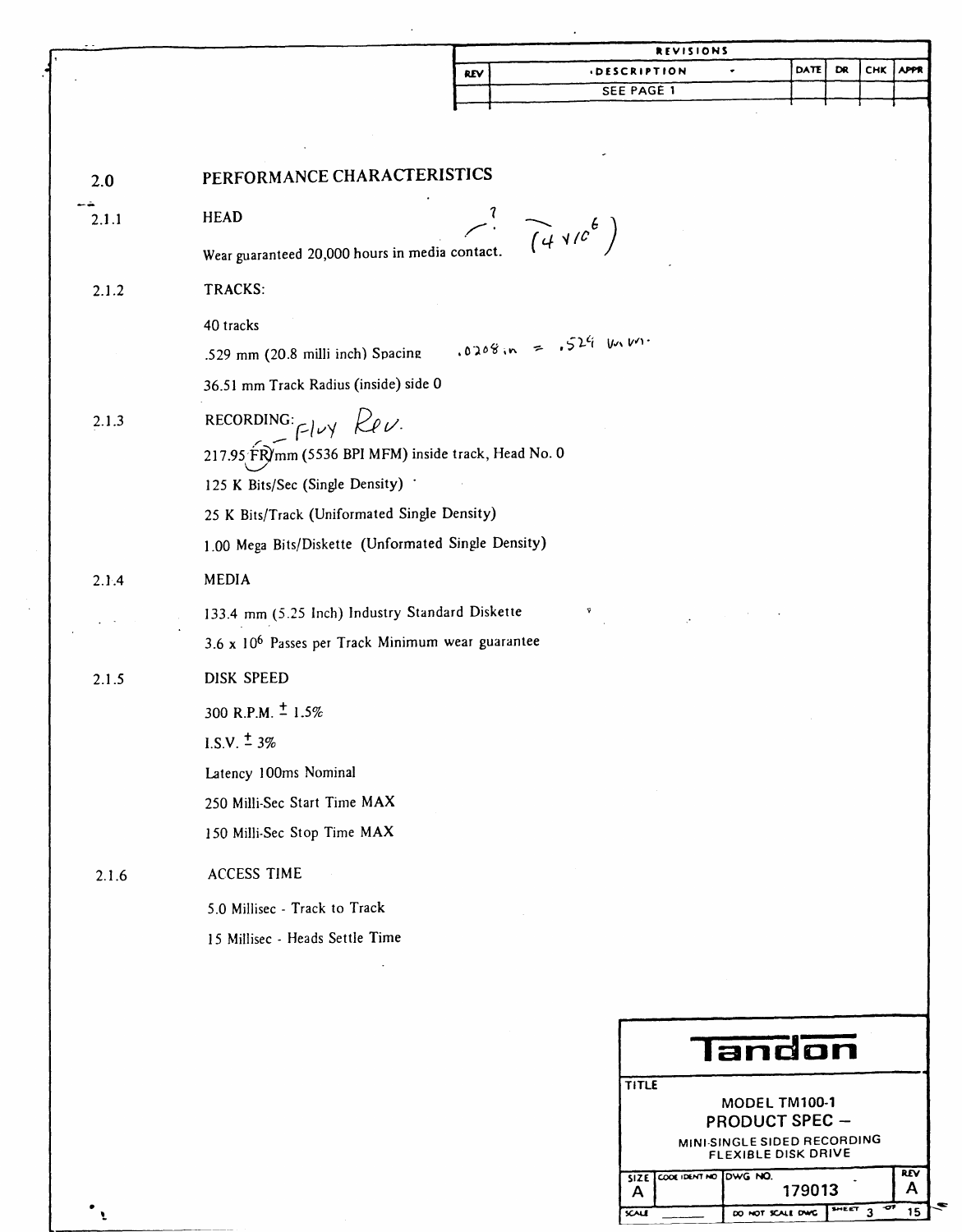## 2.0 PERFORMANCE CHARACTERISTICS

### 2.1.1 HEAD

Wear guaranteed 20,000 hours in media contact.

### 2.1.2 TRACKS:

40 tracks

.529 mm (20.8 milli inch) Spacing

36.51 mm Track Radius (inside) side 0

### 2.1.3 RECORDING:

217.95 FR/mm (5536 BPI MFM) inside track, Head No. 0

125 K Bits/Sec (Single Density)

25 K Bits/Track (Uniformated Single Density)

1.00 Mega Bits/Diskette (Unformated Single Density)

### 2.1.4 MEDIA

133.4 mm (5.25 Inch) Industry Standard Diskette

3.6 x $10^6$ Passes per Track Minimum wear guarantee

### 2.1.5 DISK SPEED

300 R.P.M. ± 1.5%

I.S.V. ± 3%

Latency 100ms Nominal

250 Milli-Sec Start Time MAX

150 Milli-Sec Stop Time MAX

### 2.1.6 ACCESS TIME

5.0 Millisec - Track to Track

15 Millisec - Heads Settle Time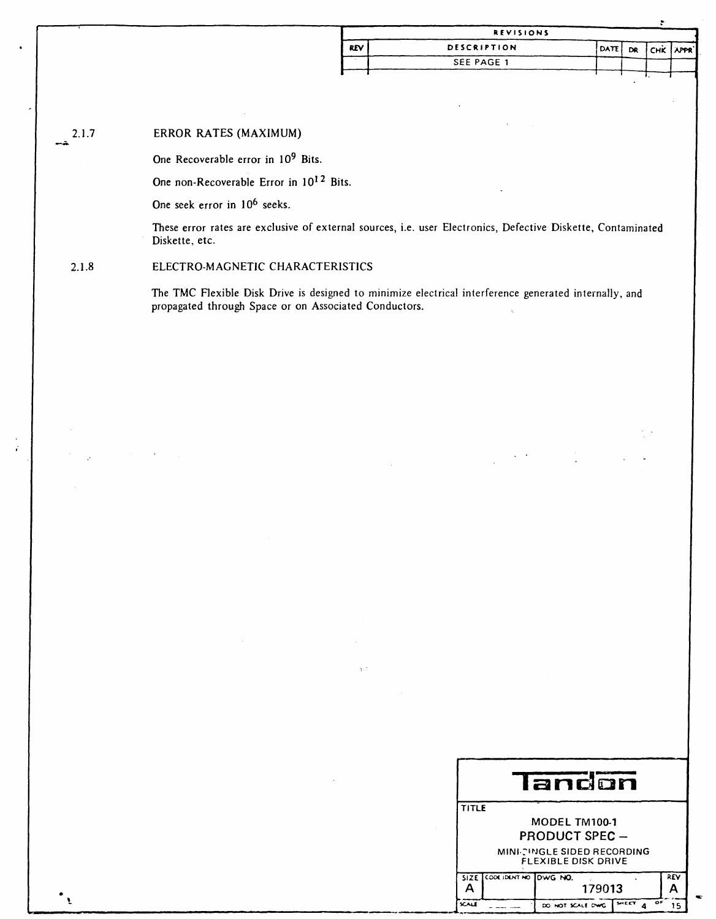### 2.1.7 ERROR RATES (MAXIMUM)

One Recoverable error in $10^9$ Bits.

One non-Recoverable Error in $10^{12}$ Bits.

One seek error in $10^6$ seeks.

These error rates are exclusive of external sources, i.e. user Electronics, Defective Diskette, Contaminated Diskette, etc.

### 2.1.8 ELECTRO-MAGNETIC CHARACTERISTICS

The TMC Flexible Disk Drive is designed to minimize electrical interference generated internally, and propagated through Space or on Associated Conductors.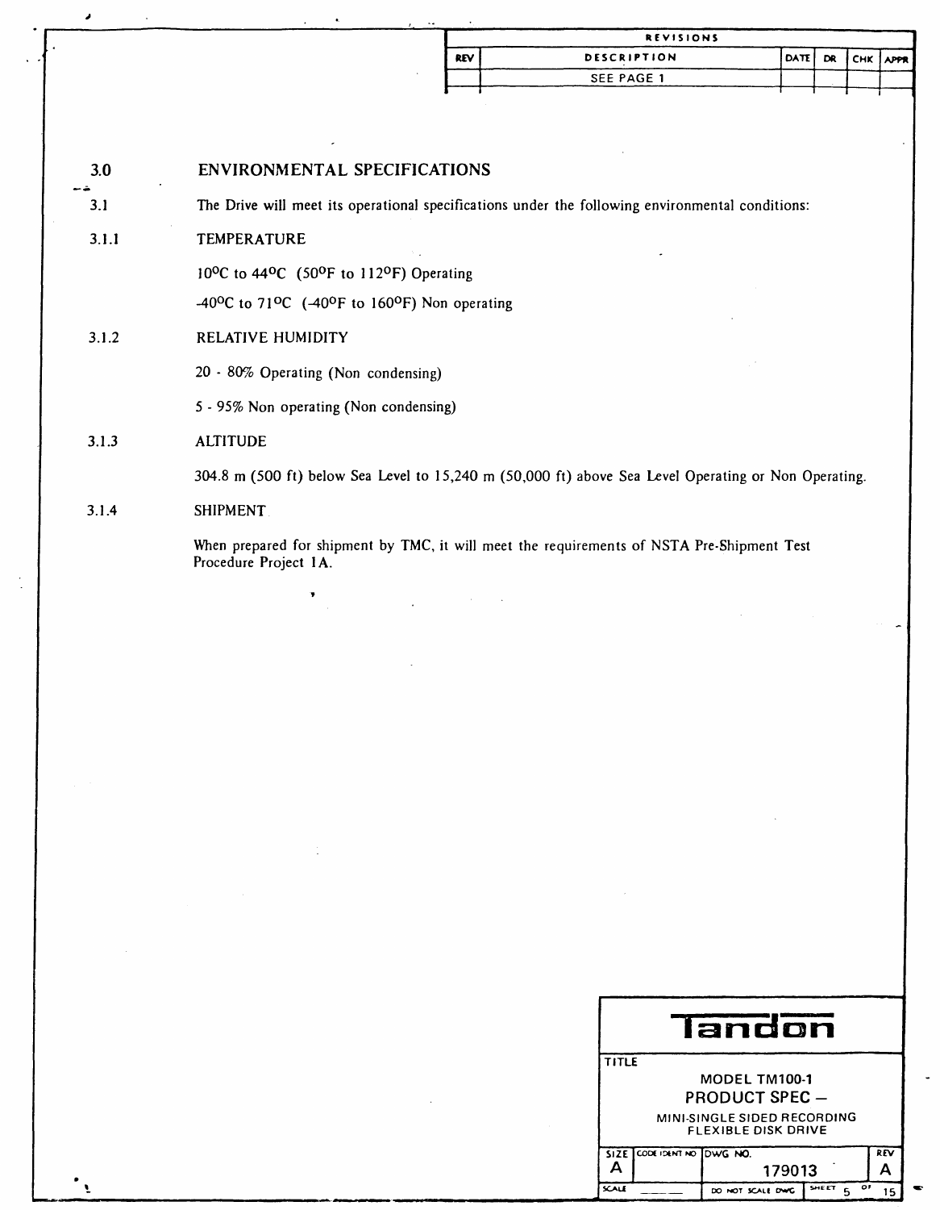## 3.0 ENVIRONMENTAL SPECIFICATIONS

3.1 The Drive will meet its operational specifications under the following environmental conditions:

### 3.1.1 TEMPERATURE

10°C to 44°C (50°F to 112°F) Operating

-40°C to 71°C (-40°F to 160°F) Non operating

### 3.1.2 RELATIVE HUMIDITY

20 - 80% Operating (Non condensing)

5 - 95% Non operating (Non condensing)

### 3.1.3 ALTITUDE

304.8 m (500 ft) below Sea Level to 15,240 m (50,000 ft) above Sea Level Operating or Non Operating.

### 3.1.4 SHIPMENT

When prepared for shipment by TMC, it will meet the requirements of NSTA Pre-Shipment Test Procedure Project 1A.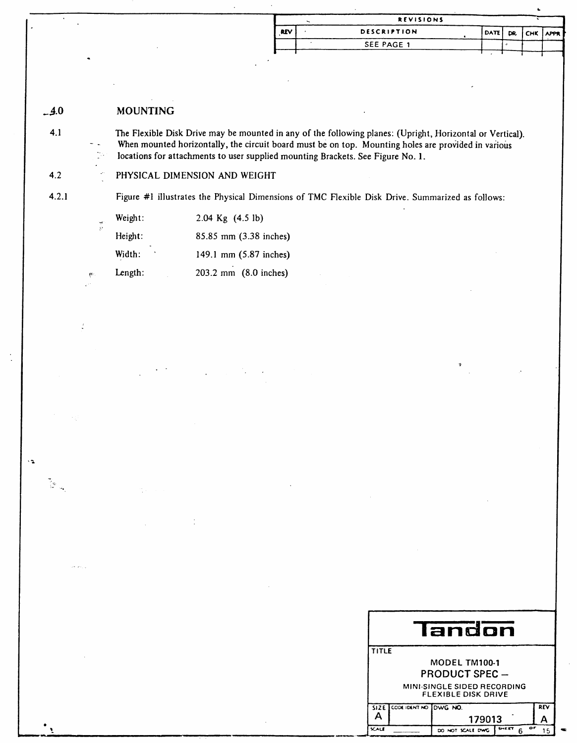## 4.0 MOUNTING

4.1 The Flexible Disk Drive may be mounted in any of the following planes: (Upright, Horizontal or Vertical). When mounted horizontally, the circuit board must be on top. Mounting holes are provided in various locations for attachments to user supplied mounting Brackets. See Figure No. 1.

### 4.2 PHYSICAL DIMENSION AND WEIGHT

4.2.1 Figure #1 illustrates the Physical Dimensions of TMC Flexible Disk Drive. Summarized as follows:

| | |
|---|---|
| Weight: | 2.04 Kg (4.5 lb) |
| Height: | 85.85 mm (3.38 inches) |
| Width: | 149.1 mm (5.87 inches) |
| Length: | 203.2 mm (8.0 inches) |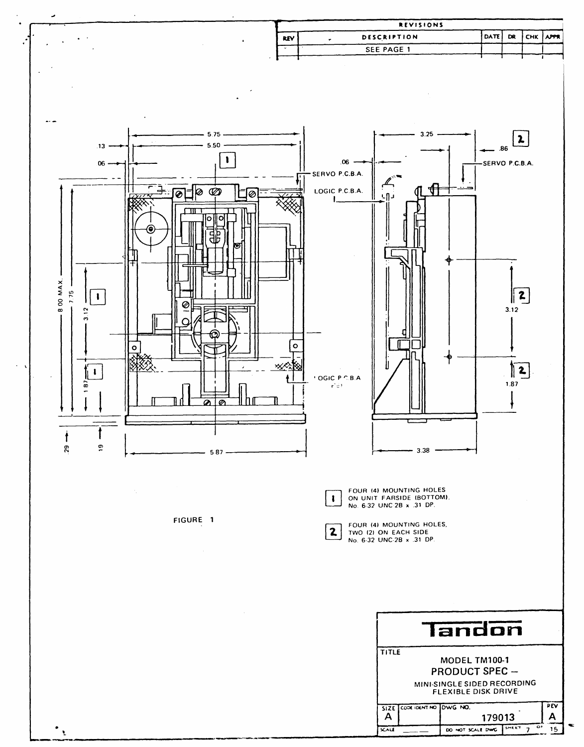| REVISIONS | | | | | |
| --- | --- | --- | --- | --- | --- |
| REV | DESCRIPTION | DATE | DR | CHK | APPR |
| | SEE PAGE 1 | | | | |

5.75
5.50
.13
.06
SERVO P.C.B.A.
LOGIC P.C.B.A.
8.00 MAX.
7.75
3.12
1.87
.29
.19
5.87
LOGIC P.C.B.A.

3.25
.86
.06
SERVO P.C.B.A.
3.12
1.87
3.38

FIGURE 1

1 FOUR (4) MOUNTING HOLES ON UNIT FARSIDE (BOTTOM). No. 6-32 UNC-2B x .31 DP.

2 FOUR (4) MOUNTING HOLES, TWO (2) ON EACH SIDE No. 6-32 UNC-2B x .31 DP.

**Tandon**

TITLE
MODEL TM100-1
PRODUCT SPEC –
MINI-SINGLE SIDED RECORDING FLEXIBLE DISK DRIVE

| SIZE | CODE IDENT NO | DWG NO. | REV |
| --- | --- | --- | --- |
| A | | 179013 | A |
| SCALE | | DO NOT SCALE DWG | SHEET 7 OF 15 |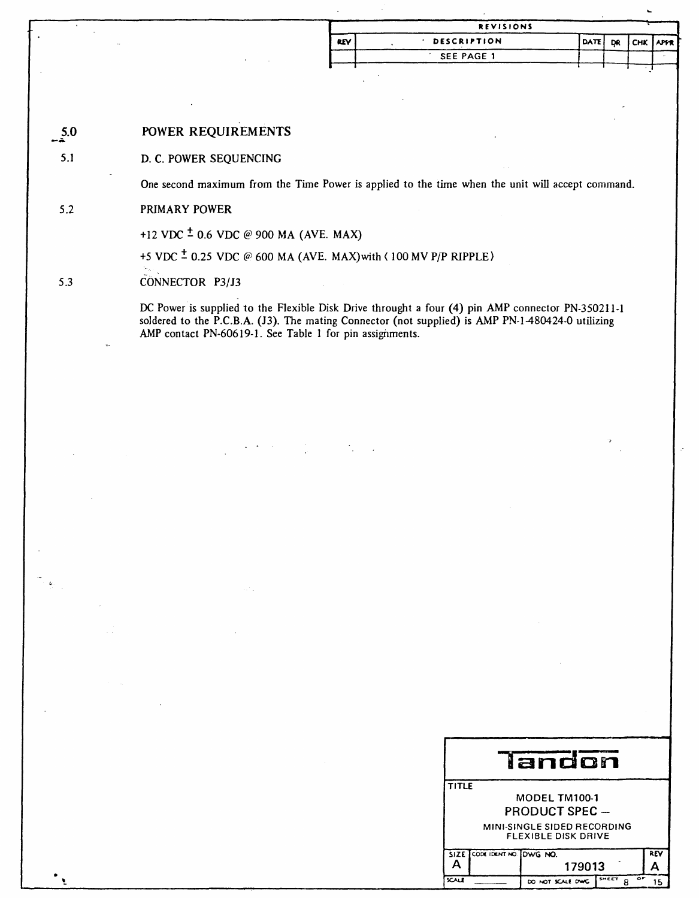## 5.0 POWER REQUIREMENTS

### 5.1 D. C. POWER SEQUENCING

One second maximum from the Time Power is applied to the time when the unit will accept command.

### 5.2 PRIMARY POWER

+12 VDC $\pm$ 0.6 VDC @ 900 MA (AVE. MAX)

+5 VDC $\pm$ 0.25 VDC @ 600 MA (AVE. MAX)with ( 100 MV P/P RIPPLE)

### 5.3 CONNECTOR P3/J3

DC Power is supplied to the Flexible Disk Drive throught a four (4) pin AMP connector PN-350211-1 soldered to the P.C.B.A. (J3). The mating Connector (not supplied) is AMP PN-1-480424-0 utilizing AMP contact PN-60619-1. See Table 1 for pin assignments.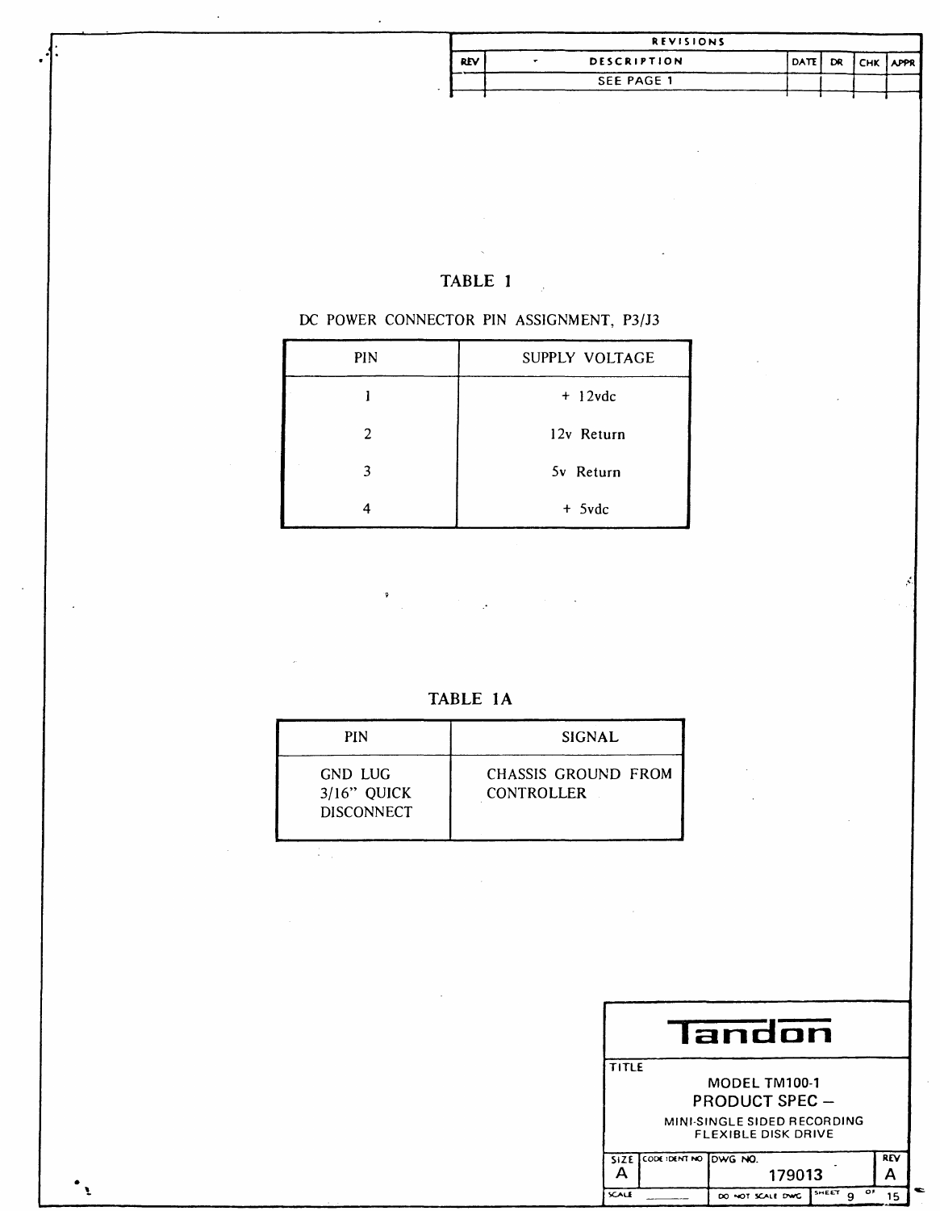## TABLE 1

DC POWER CONNECTOR PIN ASSIGNMENT, P3/J3

| PIN | SUPPLY VOLTAGE |
|---|---|
| 1 | + 12vdc |
| 2 | 12v Return |
| 3 | 5v Return |
| 4 | + 5vdc |

## TABLE 1A

| PIN | SIGNAL |
|---|---|
| GND LUG 3/16" QUICK DISCONNECT | CHASSIS GROUND FROM CONTROLLER |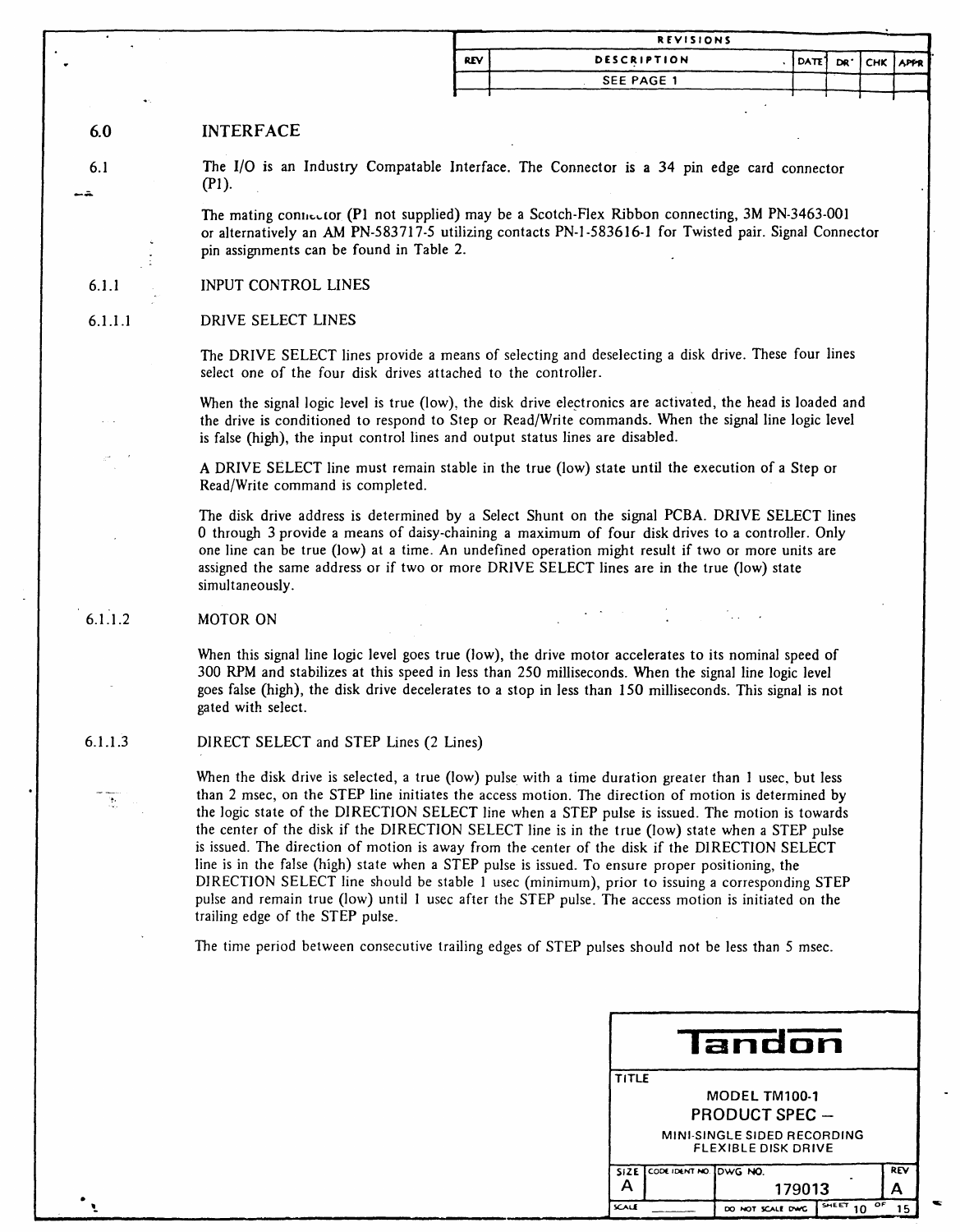## 6.0 INTERFACE

6.1 The I/O is an Industry Compatable Interface. The Connector is a 34 pin edge card connector (P1).

The mating connector (P1 not supplied) may be a Scotch-Flex Ribbon connecting, 3M PN-3463-001 or alternatively an AM PN-583717-5 utilizing contacts PN-1-583616-1 for Twisted pair. Signal Connector pin assignments can be found in Table 2.

### 6.1.1 INPUT CONTROL LINES

#### 6.1.1.1 DRIVE SELECT LINES

The DRIVE SELECT lines provide a means of selecting and deselecting a disk drive. These four lines select one of the four disk drives attached to the controller.

When the signal logic level is true (low), the disk drive electronics are activated, the head is loaded and the drive is conditioned to respond to Step or Read/Write commands. When the signal line logic level is false (high), the input control lines and output status lines are disabled.

A DRIVE SELECT line must remain stable in the true (low) state until the execution of a Step or Read/Write command is completed.

The disk drive address is determined by a Select Shunt on the signal PCBA. DRIVE SELECT lines 0 through 3 provide a means of daisy-chaining a maximum of four disk drives to a controller. Only one line can be true (low) at a time. An undefined operation might result if two or more units are assigned the same address or if two or more DRIVE SELECT lines are in the true (low) state simultaneously.

#### 6.1.1.2 MOTOR ON

When this signal line logic level goes true (low), the drive motor accelerates to its nominal speed of 300 RPM and stabilizes at this speed in less than 250 milliseconds. When the signal line logic level goes false (high), the disk drive decelerates to a stop in less than 150 milliseconds. This signal is not gated with select.

#### 6.1.1.3 DIRECT SELECT and STEP Lines (2 Lines)

When the disk drive is selected, a true (low) pulse with a time duration greater than 1 usec, but less than 2 msec, on the STEP line initiates the access motion. The direction of motion is determined by the logic state of the DIRECTION SELECT line when a STEP pulse is issued. The motion is towards the center of the disk if the DIRECTION SELECT line is in the true (low) state when a STEP pulse is issued. The direction of motion is away from the center of the disk if the DIRECTION SELECT line is in the false (high) state when a STEP pulse is issued. To ensure proper positioning, the DIRECTION SELECT line should be stable 1 usec (minimum), prior to issuing a corresponding STEP pulse and remain true (low) until 1 usec after the STEP pulse. The access motion is initiated on the trailing edge of the STEP pulse.

The time period between consecutive trailing edges of STEP pulses should not be less than 5 msec.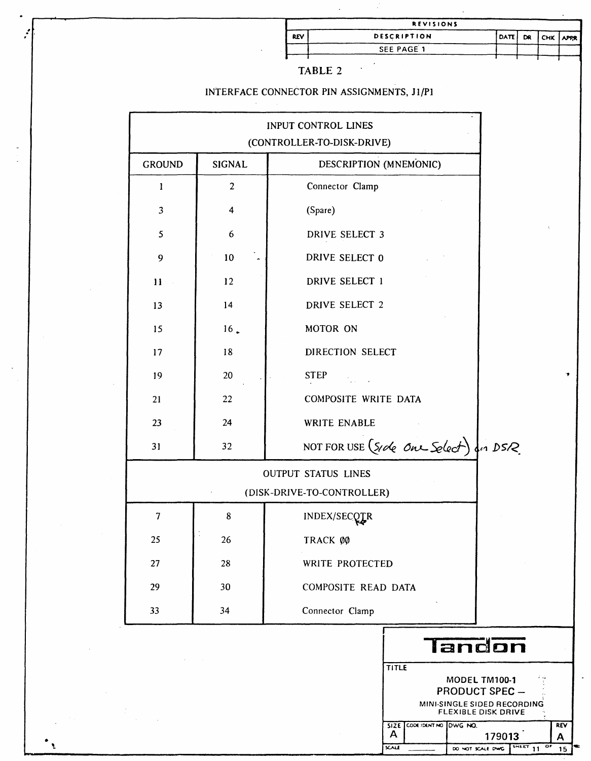| REVISIONS | | | | | |
|---|---|---|---|---|---|
| REV | DESCRIPTION | DATE | DR | CHK | APPR |
| | SEE PAGE 1 | | | | |

## TABLE 2

### INTERFACE CONNECTOR PIN ASSIGNMENTS, J1/P1

| GROUND | SIGNAL | DESCRIPTION (MNEMONIC) |
|---|---|---|
| **INPUT CONTROL LINES (CONTROLLER-TO-DISK-DRIVE)** | | |
| 1 | 2 | Connector Clamp |
| 3 | 4 | (Spare) |
| 5 | 6 | DRIVE SELECT 3 |
| 9 | 10 | DRIVE SELECT 0 |
| 11 | 12 | DRIVE SELECT 1 |
| 13 | 14 | DRIVE SELECT 2 |
| 15 | 16 | MOTOR ON |
| 17 | 18 | DIRECTION SELECT |
| 19 | 20 | STEP |
| 21 | 22 | COMPOSITE WRITE DATA |
| 23 | 24 | WRITE ENABLE |
| 31 | 32 | NOT FOR USE (Side One Select) on DSR |
| **OUTPUT STATUS LINES (DISK-DRIVE-TO-CONTROLLER)** | | |
| 7 | 8 | INDEX/SECTOR |
| 25 | 26 | TRACK 00 |
| 27 | 28 | WRITE PROTECTED |
| 29 | 30 | COMPOSITE READ DATA |
| 33 | 34 | Connector Clamp |

Tandon

TITLE: MODEL TM100-1 PRODUCT SPEC — MINI-SINGLE SIDED RECORDING FLEXIBLE DISK DRIVE

SIZE: A | CODE IDENT NO: | DWG NO. 179013 | REV: A

SCALE: ______ | DO NOT SCALE DWG | SHEET 11 OF 15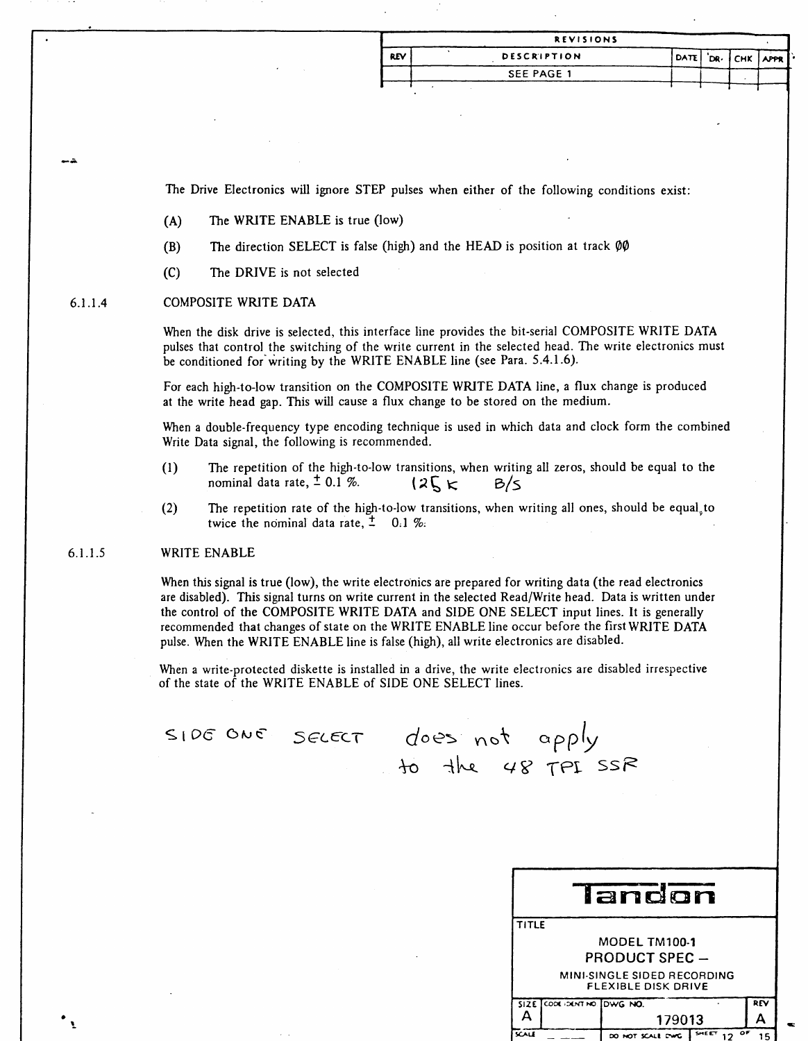| REVISIONS | | | | | |
|---|---|---|---|---|---|
| REV | DESCRIPTION | DATE | DR. | CHK | APPR |
| | SEE PAGE 1 | | | | |

The Drive Electronics will ignore STEP pulses when either of the following conditions exist:

(A) The WRITE ENABLE is true (low)

(B) The direction SELECT is false (high) and the HEAD is position at track ØØ

(C) The DRIVE is not selected

### 6.1.1.4 COMPOSITE WRITE DATA

When the disk drive is selected, this interface line provides the bit-serial COMPOSITE WRITE DATA pulses that control the switching of the write current in the selected head. The write electronics must be conditioned for writing by the WRITE ENABLE line (see Para. 5.4.1.6).

For each high-to-low transition on the COMPOSITE WRITE DATA line, a flux change is produced at the write head gap. This will cause a flux change to be stored on the medium.

When a double-frequency type encoding technique is used in which data and clock form the combined Write Data signal, the following is recommended.

(1) The repetition of the high-to-low transitions, when writing all zeros, should be equal to the nominal data rate, ± 0.1 %. 125 K B/S

(2) The repetition rate of the high-to-low transitions, when writing all ones, should be equal to twice the nominal data rate, ± 0.1 %.

### 6.1.1.5 WRITE ENABLE

When this signal is true (low), the write electronics are prepared for writing data (the read electronics are disabled). This signal turns on write current in the selected Read/Write head. Data is written under the control of the COMPOSITE WRITE DATA and SIDE ONE SELECT input lines. It is generally recommended that changes of state on the WRITE ENABLE line occur before the first WRITE DATA pulse. When the WRITE ENABLE line is false (high), all write electronics are disabled.

When a write-protected diskette is installed in a drive, the write electronics are disabled irrespective of the state of the WRITE ENABLE of SIDE ONE SELECT lines.

SIDE ONE SELECT does not apply to the 48 TPI SSR

Tandon

TITLE: MODEL TM100-1 PRODUCT SPEC – MINI-SINGLE SIDED RECORDING FLEXIBLE DISK DRIVE

SIZE: A | DWG NO. 179013 | REV: A | DO NOT SCALE DWG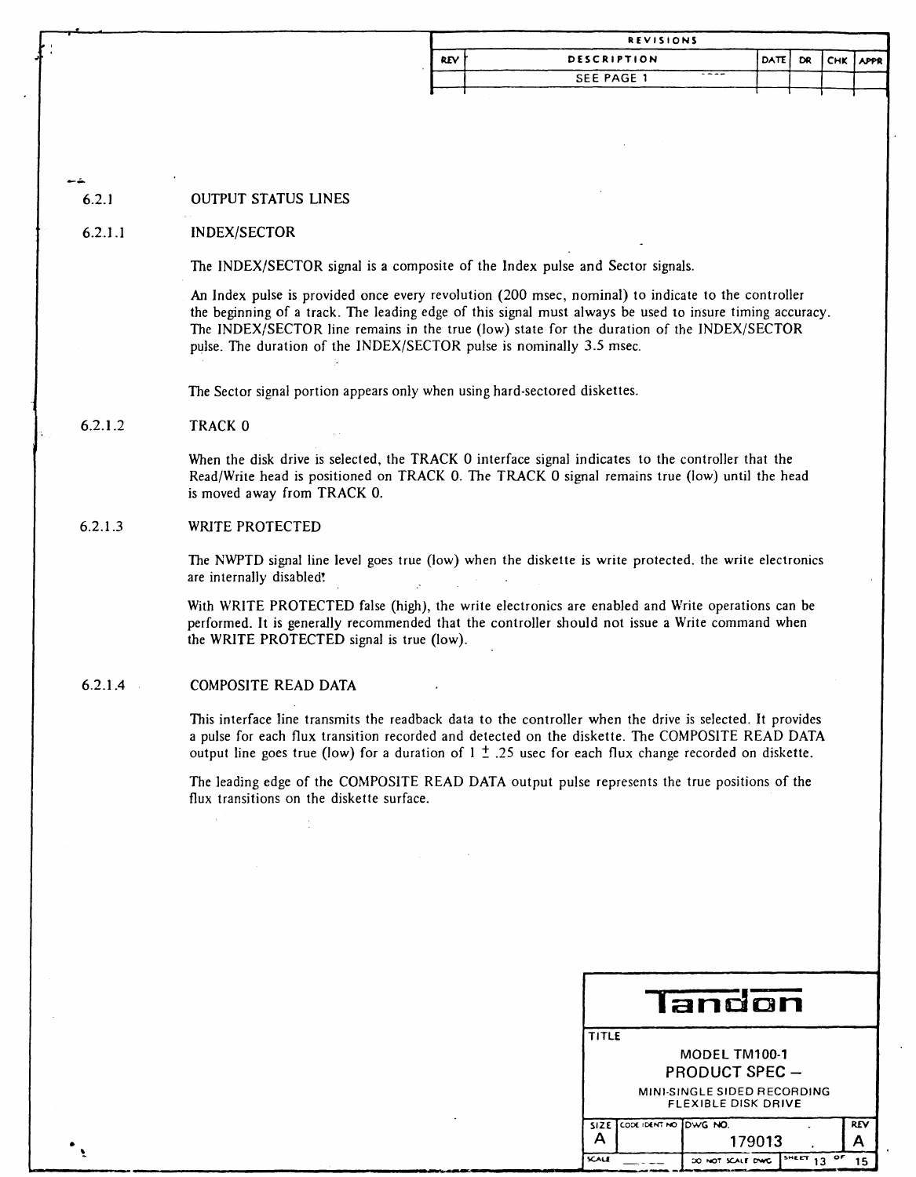### 6.2.1 OUTPUT STATUS LINES

#### 6.2.1.1 INDEX/SECTOR

The INDEX/SECTOR signal is a composite of the Index pulse and Sector signals.

An Index pulse is provided once every revolution (200 msec, nominal) to indicate to the controller the beginning of a track. The leading edge of this signal must always be used to insure timing accuracy. The INDEX/SECTOR line remains in the true (low) state for the duration of the INDEX/SECTOR pulse. The duration of the INDEX/SECTOR pulse is nominally 3.5 msec.

The Sector signal portion appears only when using hard-sectored diskettes.

#### 6.2.1.2 TRACK 0

When the disk drive is selected, the TRACK 0 interface signal indicates to the controller that the Read/Write head is positioned on TRACK 0. The TRACK 0 signal remains true (low) until the head is moved away from TRACK 0.

#### 6.2.1.3 WRITE PROTECTED

The NWPTD signal line level goes true (low) when the diskette is write protected. the write electronics are internally disabled.

With WRITE PROTECTED false (high), the write electronics are enabled and Write operations can be performed. It is generally recommended that the controller should not issue a Write command when the WRITE PROTECTED signal is true (low).

#### 6.2.1.4 COMPOSITE READ DATA

This interface line transmits the readback data to the controller when the drive is selected. It provides a pulse for each flux transition recorded and detected on the diskette. The COMPOSITE READ DATA output line goes true (low) for a duration of $1 \pm .25$ usec for each flux change recorded on diskette.

The leading edge of the COMPOSITE READ DATA output pulse represents the true positions of the flux transitions on the diskette surface.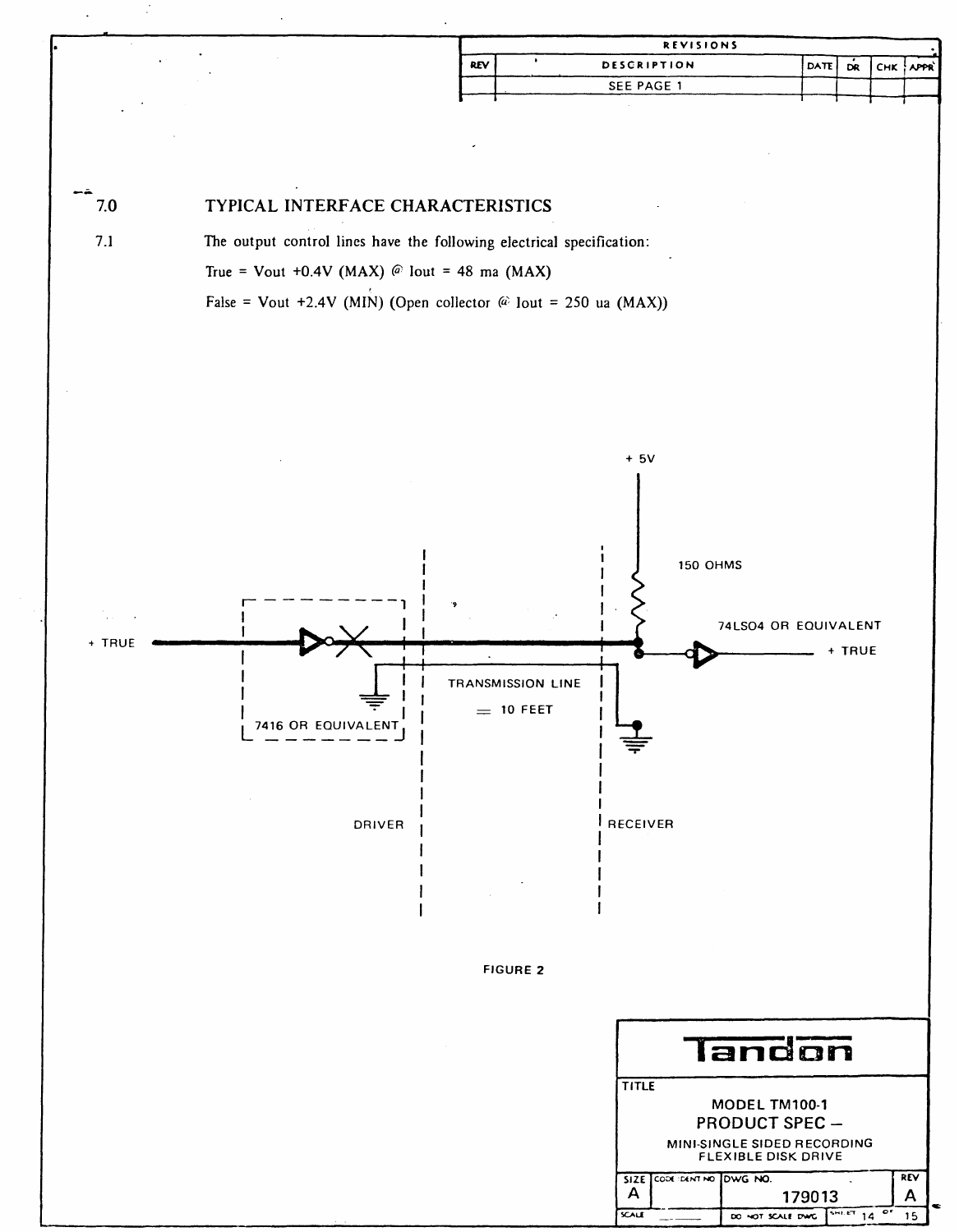## 7.0 TYPICAL INTERFACE CHARACTERISTICS

7.1 The output control lines have the following electrical specification:

True = Vout +0.4V (MAX) @ Iout = 48 ma (MAX)

False = Vout +2.4V (MIN) (Open collector @ Iout = 250 ua (MAX))

+ 5V

150 OHMS

74LS04 OR EQUIVALENT

+ TRUE

+ TRUE

7416 OR EQUIVALENT

TRANSMISSION LINE

= 10 FEET

DRIVER

RECEIVER

FIGURE 2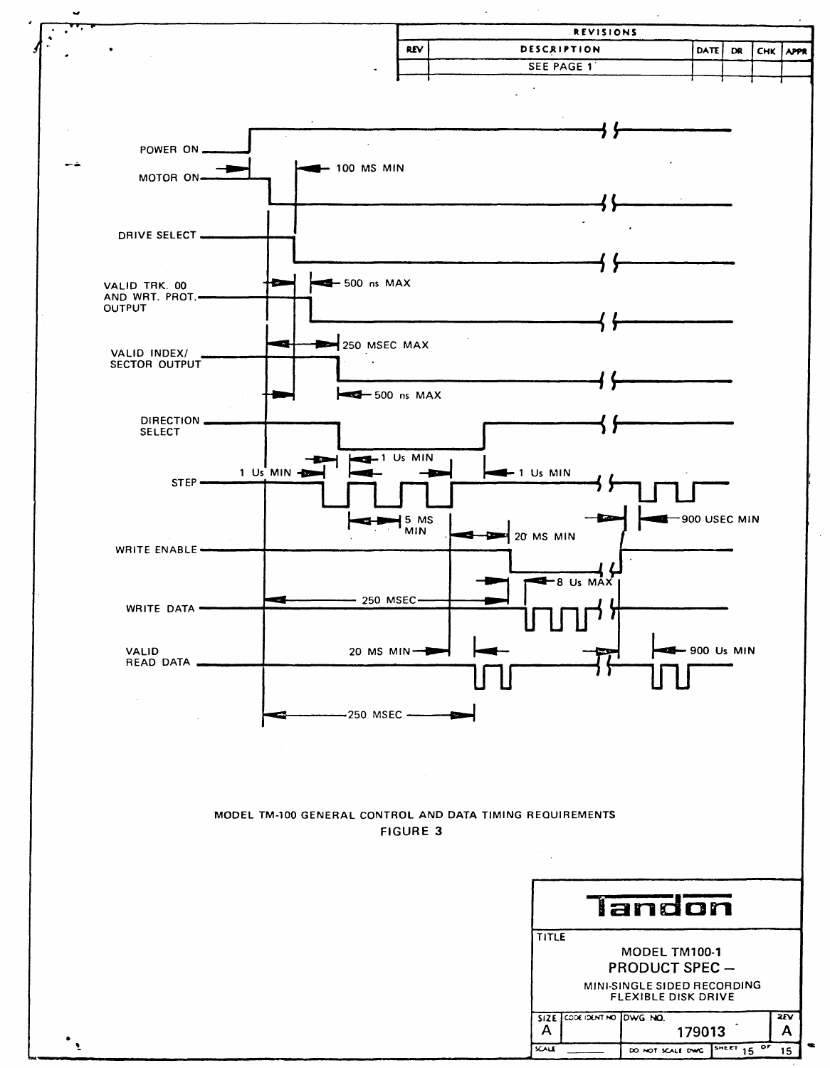| REVISIONS | | | | | |
| --- | --- | --- | --- | --- | --- |
| REV | DESCRIPTION | DATE | DR | CHK | APPR |
| | SEE PAGE 1 | | | | |

POWER ON

MOTOR ON

100 MS MIN

DRIVE SELECT

VALID TRK. 00 AND WRT. PROT. OUTPUT

500 ns MAX

VALID INDEX/ SECTOR OUTPUT

250 MSEC MAX

500 ns MAX

DIRECTION SELECT

STEP

1 Us MIN

1 Us MIN

1 Us MIN

5 MS MIN

20 MS MIN

900 USEC MIN

WRITE ENABLE

8 Us MAX

WRITE DATA

250 MSEC

VALID READ DATA

20 MS MIN

900 Us MIN

250 MSEC

MODEL TM-100 GENERAL CONTROL AND DATA TIMING REQUIREMENTS

FIGURE 3

Tandon

TITLE

MODEL TM100-1

PRODUCT SPEC –

MINI-SINGLE SIDED RECORDING FLEXIBLE DISK DRIVE

| SIZE | CODE IDENT NO | DWG NO. | REV |
| --- | --- | --- | --- |
| A | | 179013 | A |
| SCALE | | DO NOT SCALE DWG | SHEET 15 OF 15 |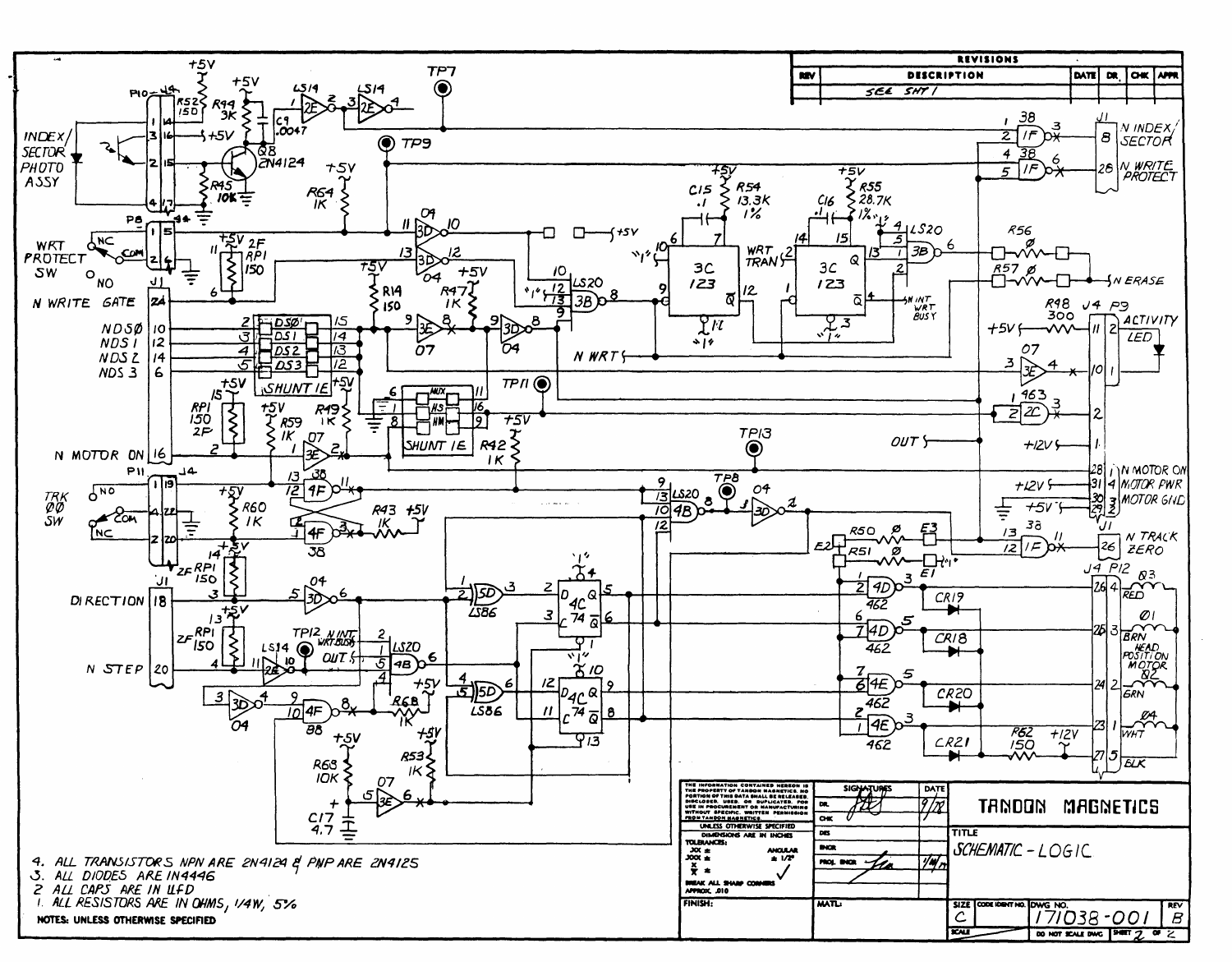| REVISIONS | | | | | |
| --- | --- | --- | --- | --- | --- |
| REV | DESCRIPTION | DATE | DR. | CHK | APPR |
| | SEE SHT 1 | | | | |

NOTES: UNLESS OTHERWISE SPECIFIED

1. ALL RESISTORS ARE IN OHMS, 1/4W, 5%
2. ALL CAPS ARE IN UFD
3. ALL DIODES ARE 1N4446
4. ALL TRANSISTORS NPN ARE 2N4124 & PNP ARE 2N4125

THE INFORMATION CONTAINED HEREON IS THE PROPERTY OF TANDON MAGNETICS. NO PORTION OF THIS DATA SHALL BE RELEASED, DISCLOSED, USED, OR DUPLICATED, FOR USE IN PROCUREMENT OR MANUFACTURING WITHOUT SPECIFIC WRITTEN PERMISSION FROM TANDON MAGNETICS.

UNLESS OTHERWISE SPECIFIED
DIMENSIONS ARE IN INCHES
TOLERANCES:
.XX ±
.XXX ±
ANGULAR ± 1/2°
BREAK ALL SHARP CORNERS APPROX. .010

FINISH:

MATL:

| SIGNATURES | | DATE |
| --- | --- | --- |
| DR. | | 9/78 |
| CHK | | |
| DES | | |
| ENGR | | |
| PROJ. ENGR | | 1/4/78 |

TANDON MAGNETICS

TITLE: SCHEMATIC - LOGIC

| SIZE | CODE IDENT NO. | DWG NO. | REV |
| --- | --- | --- | --- |
| C | | 171038-001 | B |

SCALE | DO NOT SCALE DWG | SHEET 2 OF 2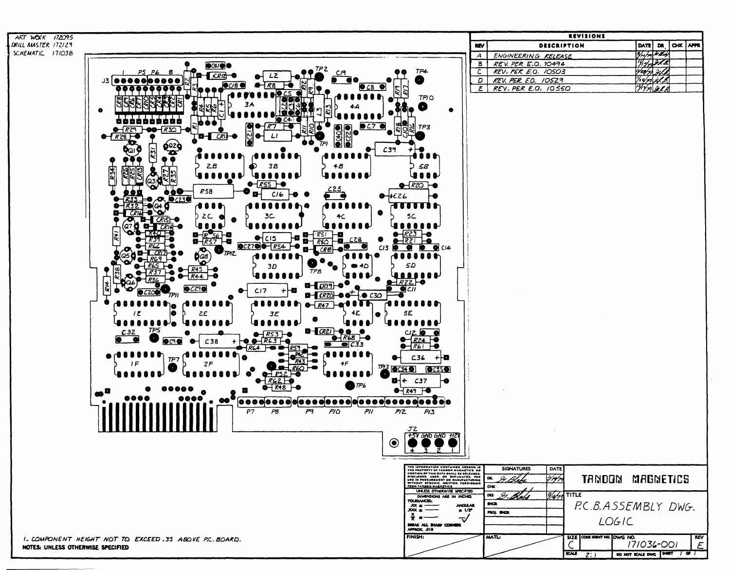ART WORK 172095
DRILL MASTER 172129
SCHEMATIC 171038

| REVISIONS | | | | | |
|---|---|---|---|---|---|
| REV | DESCRIPTION | DATE | DR. | CHK | APPR |
| A | ENGINEERING RELEASE | 3/4/79 | | | |
| B | REV. PER E.O. 10494 | | | | |
| C | REV. PER E.O. 10503 | | | | |
| D | REV. PER E.O. 10529 | | | | |
| E | REV. PER E.O. 10550 | | | | |

1. COMPONENT HEIGHT NOT TO EXCEED .35 ABOVE P.C. BOARD.

NOTES: UNLESS OTHERWISE SPECIFIED

THE INFORMATION CONTAINED HEREON IS THE PROPERTY OF TANDON MAGNETICS. NO PORTION OF THIS DATA SHALL BE RELEASED, DISCLOSED, USED, OR DUPLICATED, FOR USE IN PROCUREMENT OR MANUFACTURING WITHOUT SPECIFIC WRITTEN PERMISSION FROM TANDON MAGNETICS.

UNLESS OTHERWISE SPECIFIED
DIMENSIONS ARE IN INCHES
TOLERANCES:
.XX ±
.XXX ±
ANGULAR ± 1/2°
BREAK ALL SHARP CORNERS APPROX. .010

FINISH:

MATL:

| SIGNATURES | | DATE |
|---|---|---|
| DR. | G. Blake | 3/4/79 |
| CHK | | |
| DES | G. Blake | 3/4/79 |
| ENGR | | |
| PROJ. ENGR | | |

TANDON MAGNETICS

TITLE P.C.B. ASSEMBLY DWG. LOGIC

| SIZE | CODE IDENT NO. | DWG NO. | REV |
|---|---|---|---|
| C | | 171036-001 | E |
| SCALE 2:1 | | DO NOT SCALE DWG | SHEET 1 OF 1 |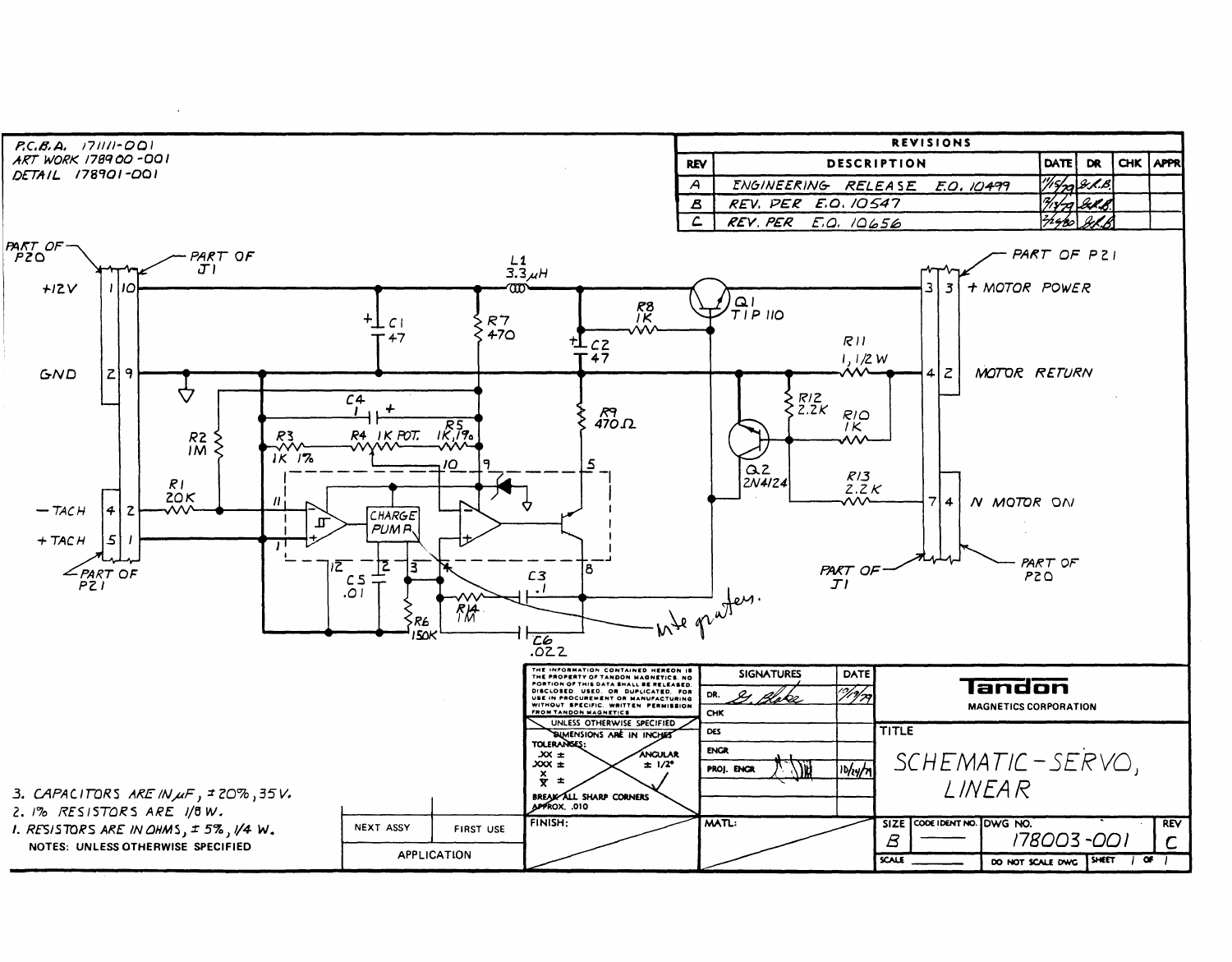P.C.B.A. 171111-001
ART WORK 178900-001
DETAIL 178901-001

| REV | DESCRIPTION | DATE | DR | CHK | APPR |
|---|---|---|---|---|---|
| A | ENGINEERING RELEASE E.O. 10499 | 11/15/79 | G.R.B. | | |
| B | REV. PER E.O. 10547 | 12/13/79 | G.R.B. | | |
| C | REV. PER E.O. 10656 | 2/26/80 | G.R.B. | | |

PART OF P20
PART OF J1
+12V 1 10
GND 2 9
−TACH 4 2
+TACH 5 1
PART OF P21

L1 3.3μH
C1 47
R7 470
C2 47
R8 1K
Q1 TIP 110
R11 1, 1/2 W
R12 2.2K
R10 1K
Q2 2N4124
R13 2.2K
R2 1M
C4 1
R3 1K 1%
R4 1K POT.
R5 1K, 1%
R9 470Ω
R1 20K
CHARGE PUMP
C5 .01
R6 150K
R14 1M
C3 .1
C6 .022
11 1 12 2 3 4 10 9 5 8

Note pattern.

PART OF P21
3 3 + MOTOR POWER
4 2 MOTOR RETURN
7 4 N MOTOR ON
PART OF J1
PART OF P20

THE INFORMATION CONTAINED HEREON IS THE PROPERTY OF TANDON MAGNETICS. NO PORTION OF THIS DATA SHALL BE RELEASED, DISCLOSED, USED, OR DUPLICATED, FOR USE IN PROCUREMENT OR MANUFACTURING WITHOUT SPECIFIC, WRITTEN PERMISSION FROM TANDON MAGNETICS

UNLESS OTHERWISE SPECIFIED
DIMENSIONS ARE IN INCHES
TOLERANCES:
.XX ±
.XXX ±
X/X ±
ANGULAR ± 1/2°
BREAK ALL SHARP CORNERS APPROX. .010

FINISH:
MATL:

| SIGNATURES | | DATE |
|---|---|---|
| DR. | G. Blake | 10/9/79 |
| CHK | | |
| DES | | |
| ENGR | | |
| PROJ. ENGR | | 10/24/79 |

**Tandon**
MAGNETICS CORPORATION

TITLE
SCHEMATIC - SERVO, LINEAR

| SIZE | CODE IDENT NO. | DWG NO. | REV |
|---|---|---|---|
| B | — | 178003-001 | C |

SCALE ______ DO NOT SCALE DWG SHEET 1 OF 1

| NEXT ASSY | FIRST USE |
|---|---|
| APPLICATION | |

3. CAPACITORS ARE IN μF, ± 20%, 35V.
2. 1% RESISTORS ARE 1/8 W.
1. RESISTORS ARE IN OHMS, ± 5%, 1/4 W.
NOTES: UNLESS OTHERWISE SPECIFIED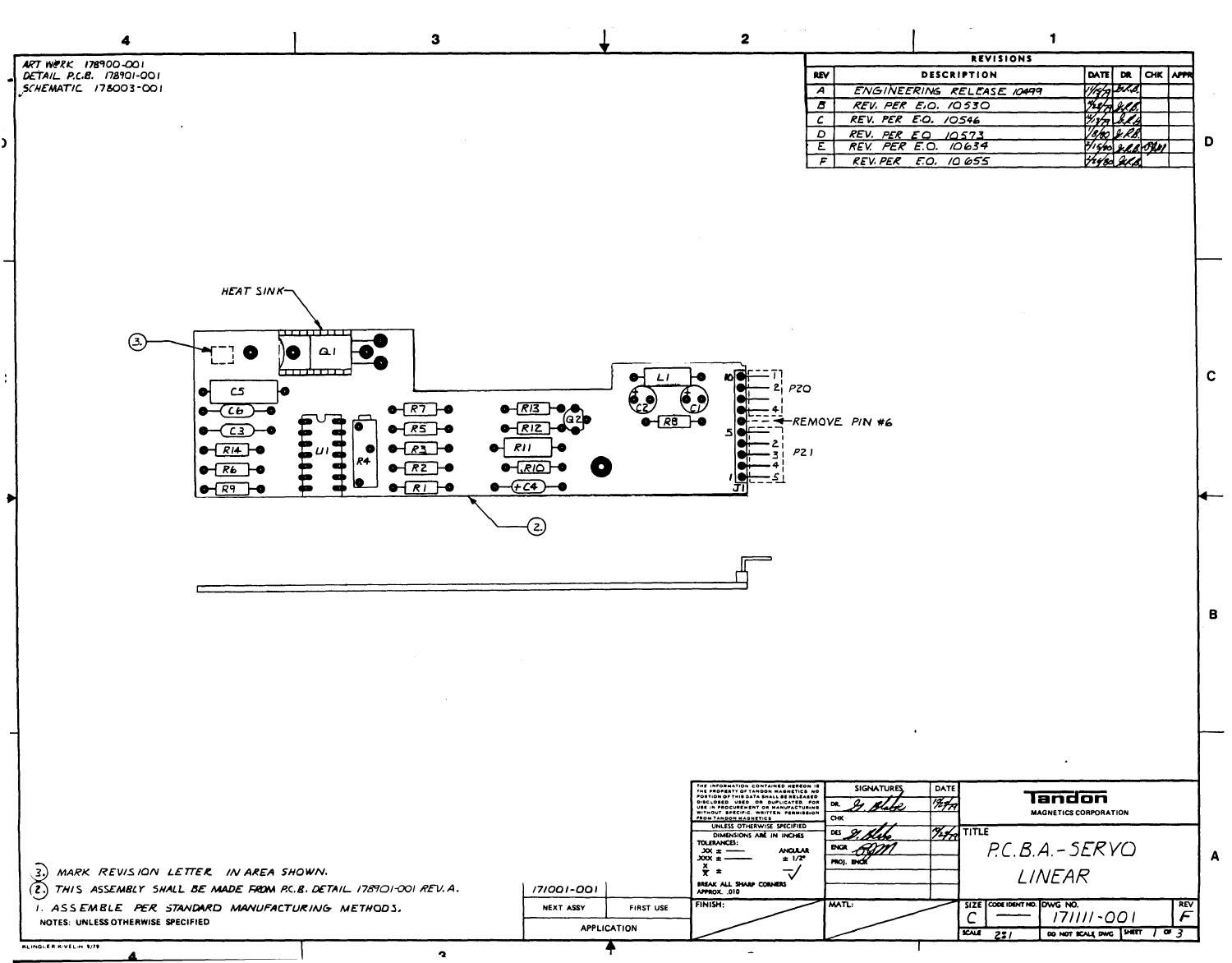ART WORK 178900-001
DETAIL P.C.B. 178901-001
SCHEMATIC 178003-001

| REVISIONS | | | | | |
|---|---|---|---|---|---|
| REV | DESCRIPTION | DATE | DR | CHK | APPR |
| A | ENGINEERING RELEASE 10499 | | | | |
| B | REV. PER E.O. 10530 | | | | |
| C | REV. PER E.O. 10546 | | | | |
| D | REV. PER E.O. 10573 | | | | |
| E | REV. PER E.O. 10634 | | | | |
| F | REV. PER E.O. 10655 | | | | |

HEAT SINK

3.

Q1

C5
C6
C3
R14
R6
R9
U1
R4
R7
R5
R3
R2
R1
R13
R12
Q2
R11
R10
+C4
L1
C2
C1
R8

10
2 P20
4
REMOVE PIN #6
5
2
3 P21
4
5
1
J1

2.

3. MARK REVISION LETTER IN AREA SHOWN.

2. THIS ASSEMBLY SHALL BE MADE FROM P.C.B. DETAIL 178901-001 REV. A.

1. ASSEMBLE PER STANDARD MANUFACTURING METHODS.

NOTES: UNLESS OTHERWISE SPECIFIED

| 171001-001 | |
|---|---|
| NEXT ASSY | FIRST USE |
| APPLICATION | |

THE INFORMATION CONTAINED HEREON IS THE PROPERTY OF TANDON MAGNETICS. NO PORTION OF THIS DATA SHALL BE RELEASED, DISCLOSED, USED, OR DUPLICATED, FOR USE IN PROCUREMENT OR MANUFACTURING WITHOUT SPECIFIC WRITTEN PERMISSION FROM TANDON MAGNETICS

UNLESS OTHERWISE SPECIFIED
DIMENSIONS ARE IN INCHES
TOLERANCES:
.XX ±
.XXX ±
ANGULAR ± 1/2°
BREAK ALL SHARP CORNERS APPROX. .010

FINISH:

MATL:

| SIGNATURES | DATE |
|---|---|
| DR. | |
| CHK | |
| DES | |
| ENGR | |
| PROJ. ENGR | |

Tandon
MAGNETICS CORPORATION

TITLE
P.C.B.A.-SERVO LINEAR

| SIZE | CODE IDENT NO. | DWG NO. | REV |
|---|---|---|---|
| C | — | 171111-001 | F |

SCALE 2:1 | DO NOT SCALE DWG | SHEET 1 OF 3